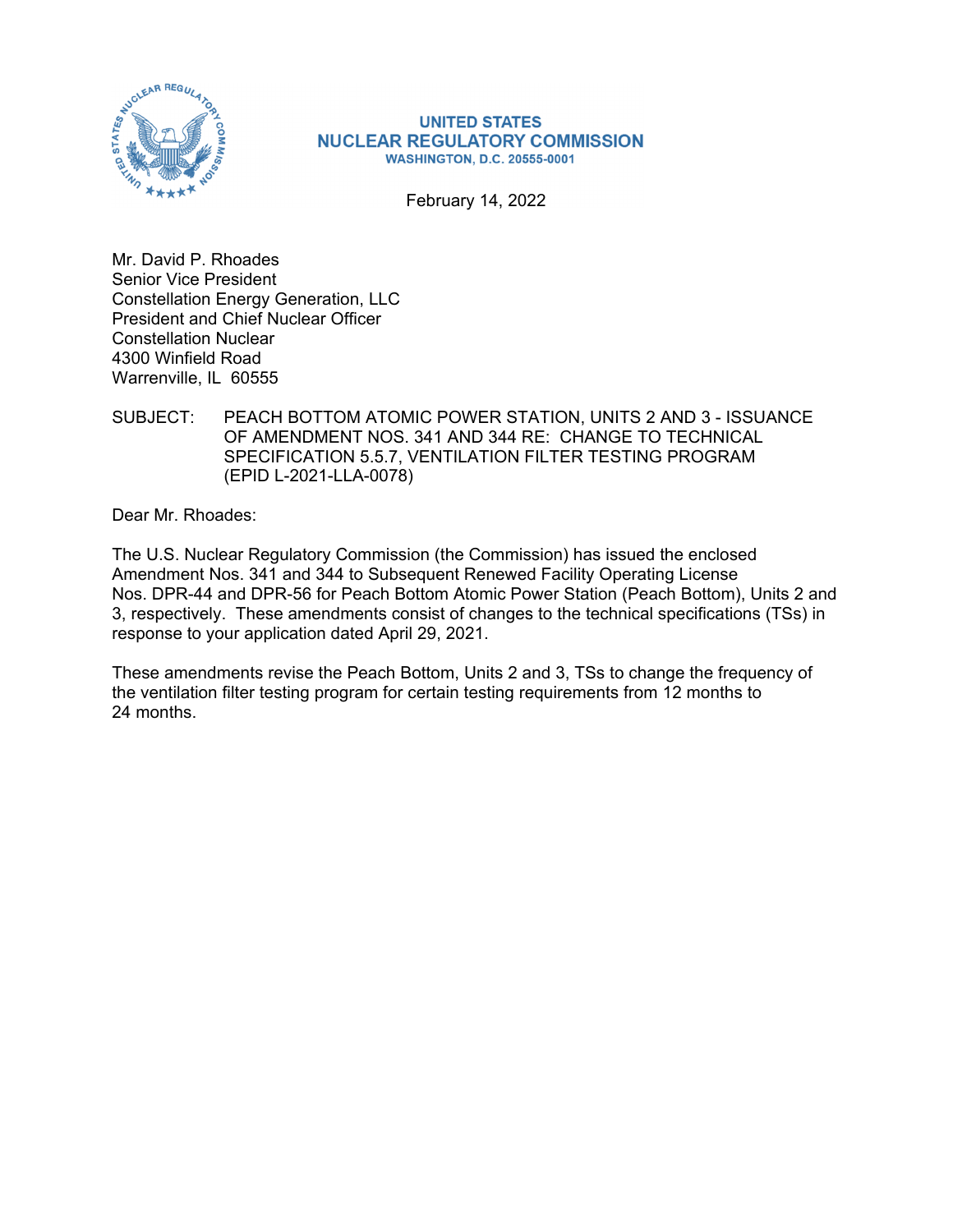**UNITED STATES**
**NUCLEAR REGULATORY COMMISSION**
**WASHINGTON, D.C. 20555-0001**

February 14, 2022

Mr. David P. Rhoades
Senior Vice President
Constellation Energy Generation, LLC
President and Chief Nuclear Officer
Constellation Nuclear
4300 Winfield Road
Warrenville, IL 60555

SUBJECT: PEACH BOTTOM ATOMIC POWER STATION, UNITS 2 AND 3 - ISSUANCE OF AMENDMENT NOS. 341 AND 344 RE: CHANGE TO TECHNICAL SPECIFICATION 5.5.7, VENTILATION FILTER TESTING PROGRAM (EPID L-2021-LLA-0078)

Dear Mr. Rhoades:

The U.S. Nuclear Regulatory Commission (the Commission) has issued the enclosed Amendment Nos. 341 and 344 to Subsequent Renewed Facility Operating License Nos. DPR-44 and DPR-56 for Peach Bottom Atomic Power Station (Peach Bottom), Units 2 and 3, respectively. These amendments consist of changes to the technical specifications (TSs) in response to your application dated April 29, 2021.

These amendments revise the Peach Bottom, Units 2 and 3, TSs to change the frequency of the ventilation filter testing program for certain testing requirements from 12 months to 24 months.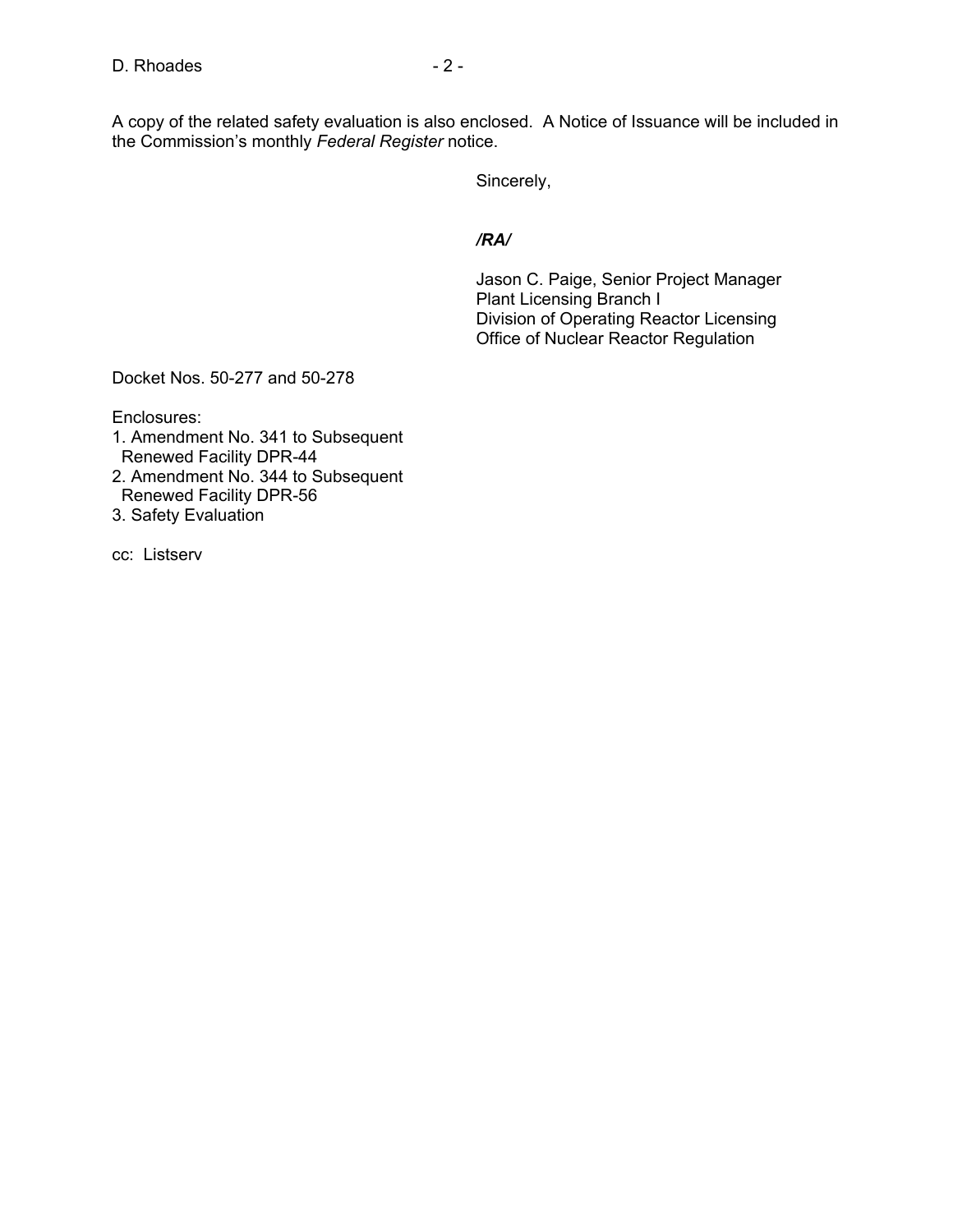A copy of the related safety evaluation is also enclosed. A Notice of Issuance will be included in the Commission's monthly *Federal Register* notice.

Sincerely,

***/RA/***

Jason C. Paige, Senior Project Manager
Plant Licensing Branch I
Division of Operating Reactor Licensing
Office of Nuclear Reactor Regulation

Docket Nos. 50-277 and 50-278

Enclosures:
1. Amendment No. 341 to Subsequent Renewed Facility DPR-44
2. Amendment No. 344 to Subsequent Renewed Facility DPR-56
3. Safety Evaluation

cc: Listserv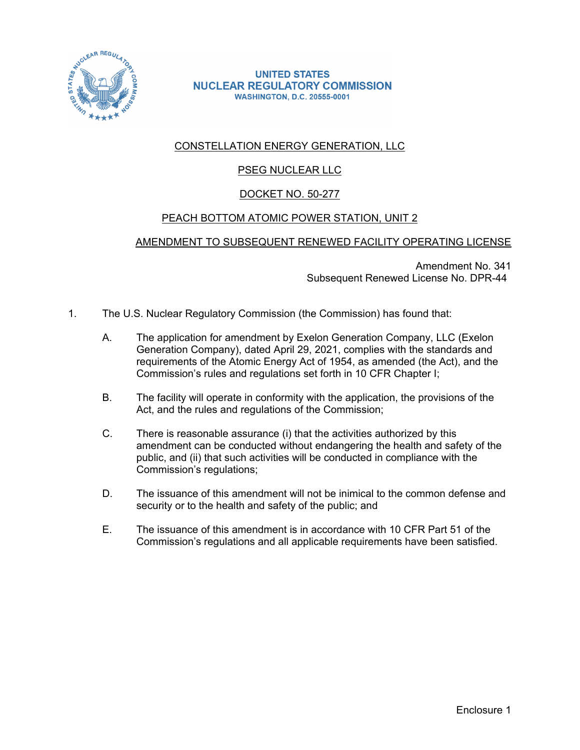UNITED STATES
NUCLEAR REGULATORY COMMISSION
WASHINGTON, D.C. 20555-0001

CONSTELLATION ENERGY GENERATION, LLC

PSEG NUCLEAR LLC

DOCKET NO. 50-277

PEACH BOTTOM ATOMIC POWER STATION, UNIT 2

AMENDMENT TO SUBSEQUENT RENEWED FACILITY OPERATING LICENSE

Amendment No. 341
Subsequent Renewed License No. DPR-44

1. The U.S. Nuclear Regulatory Commission (the Commission) has found that:

   A. The application for amendment by Exelon Generation Company, LLC (Exelon Generation Company), dated April 29, 2021, complies with the standards and requirements of the Atomic Energy Act of 1954, as amended (the Act), and the Commission's rules and regulations set forth in 10 CFR Chapter I;

   B. The facility will operate in conformity with the application, the provisions of the Act, and the rules and regulations of the Commission;

   C. There is reasonable assurance (i) that the activities authorized by this amendment can be conducted without endangering the health and safety of the public, and (ii) that such activities will be conducted in compliance with the Commission's regulations;

   D. The issuance of this amendment will not be inimical to the common defense and security or to the health and safety of the public; and

   E. The issuance of this amendment is in accordance with 10 CFR Part 51 of the Commission's regulations and all applicable requirements have been satisfied.

Enclosure 1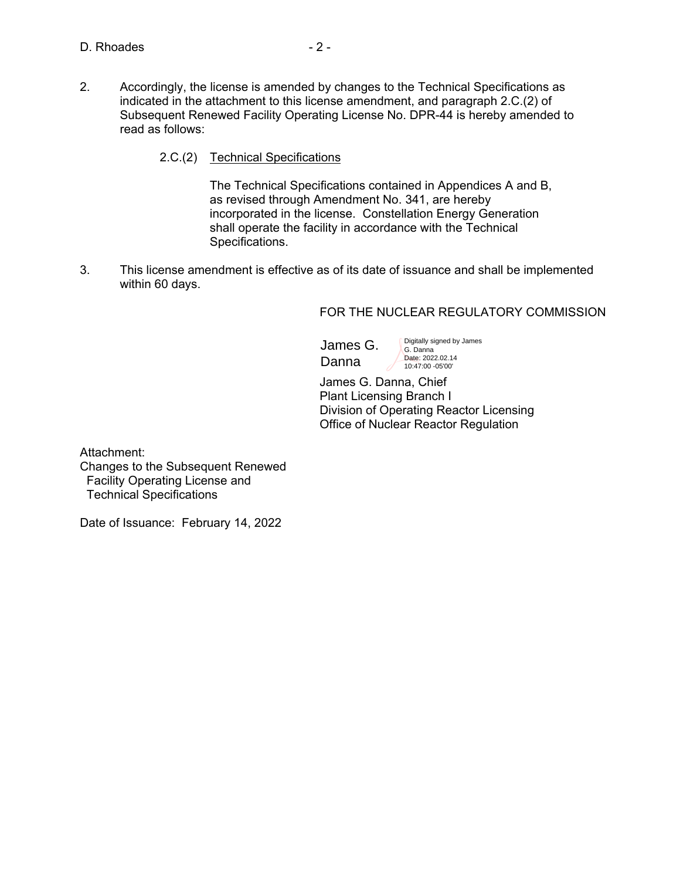2. Accordingly, the license is amended by changes to the Technical Specifications as indicated in the attachment to this license amendment, and paragraph 2.C.(2) of Subsequent Renewed Facility Operating License No. DPR-44 is hereby amended to read as follows:

   2.C.(2) Technical Specifications

   The Technical Specifications contained in Appendices A and B, as revised through Amendment No. 341, are hereby incorporated in the license. Constellation Energy Generation shall operate the facility in accordance with the Technical Specifications.

3. This license amendment is effective as of its date of issuance and shall be implemented within 60 days.

FOR THE NUCLEAR REGULATORY COMMISSION

James G. Danna

Digitally signed by James G. Danna
Date: 2022.02.14 10:47:00 -05'00'

James G. Danna, Chief
Plant Licensing Branch I
Division of Operating Reactor Licensing
Office of Nuclear Reactor Regulation

Attachment:
Changes to the Subsequent Renewed Facility Operating License and Technical Specifications

Date of Issuance: February 14, 2022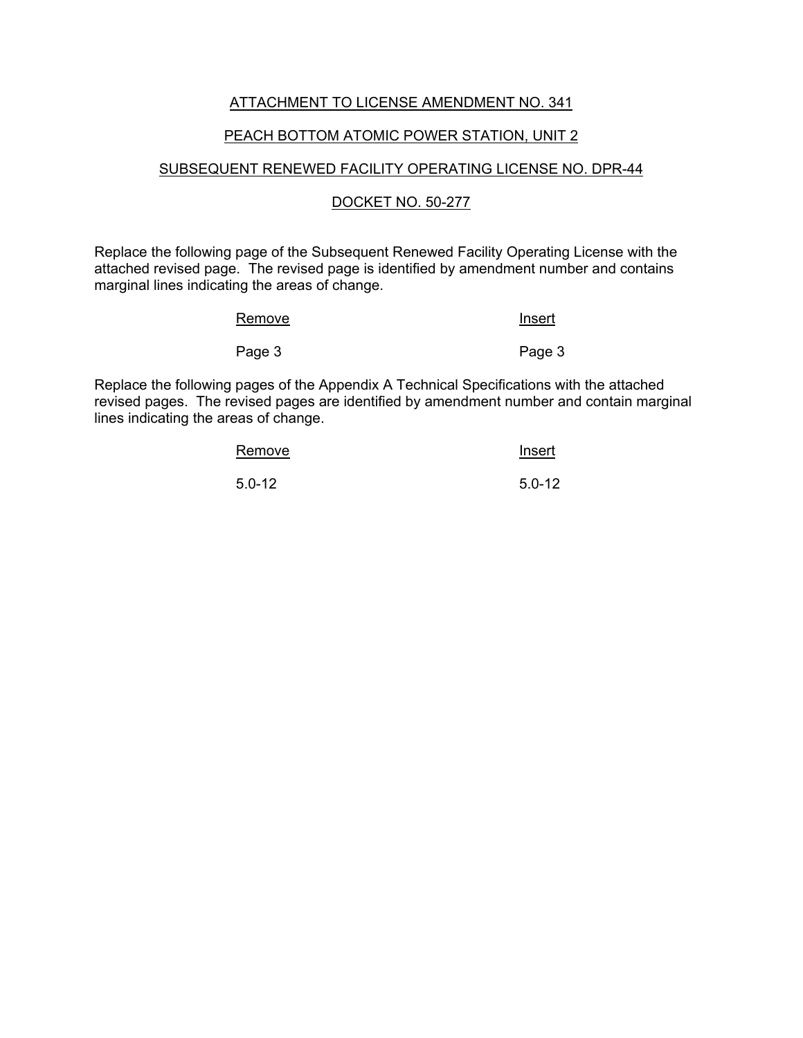ATTACHMENT TO LICENSE AMENDMENT NO. 341

PEACH BOTTOM ATOMIC POWER STATION, UNIT 2

SUBSEQUENT RENEWED FACILITY OPERATING LICENSE NO. DPR-44

DOCKET NO. 50-277

Replace the following page of the Subsequent Renewed Facility Operating License with the attached revised page. The revised page is identified by amendment number and contains marginal lines indicating the areas of change.

| Remove | Insert |
|---|---|
| Page 3 | Page 3 |

Replace the following pages of the Appendix A Technical Specifications with the attached revised pages. The revised pages are identified by amendment number and contain marginal lines indicating the areas of change.

| Remove | Insert |
|---|---|
| 5.0-12 | 5.0-12 |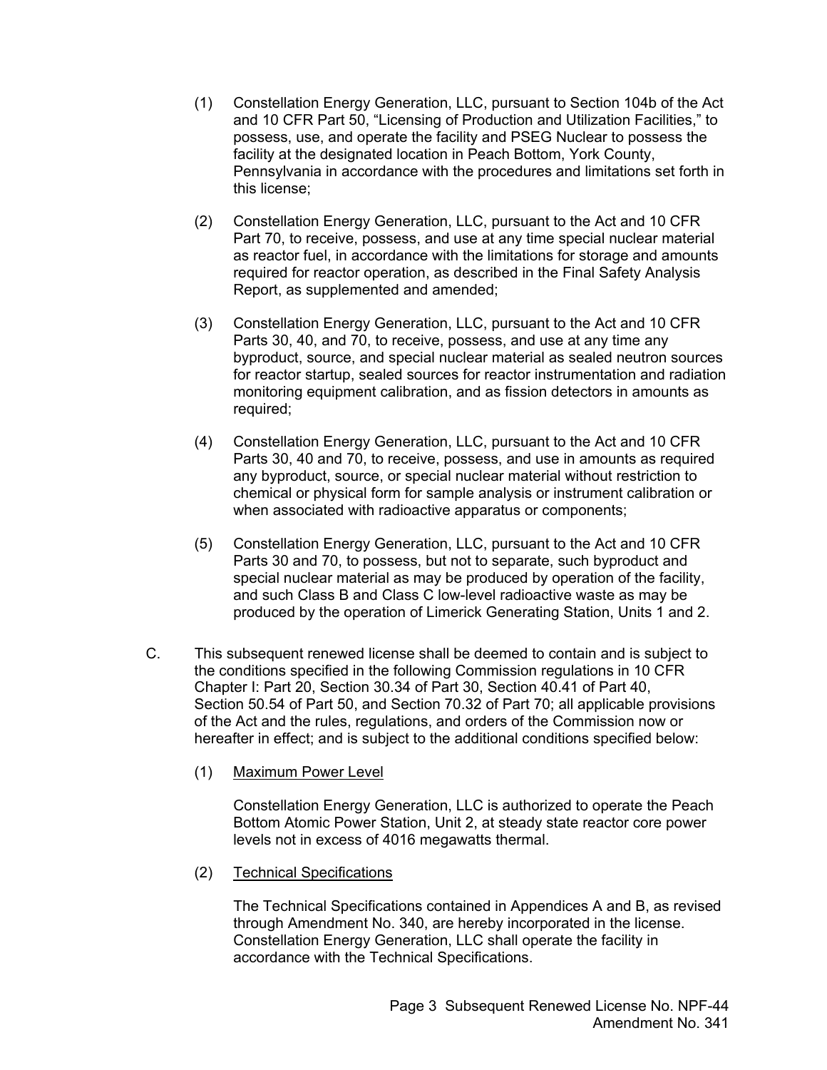(1) Constellation Energy Generation, LLC, pursuant to Section 104b of the Act and 10 CFR Part 50, "Licensing of Production and Utilization Facilities," to possess, use, and operate the facility and PSEG Nuclear to possess the facility at the designated location in Peach Bottom, York County, Pennsylvania in accordance with the procedures and limitations set forth in this license;

(2) Constellation Energy Generation, LLC, pursuant to the Act and 10 CFR Part 70, to receive, possess, and use at any time special nuclear material as reactor fuel, in accordance with the limitations for storage and amounts required for reactor operation, as described in the Final Safety Analysis Report, as supplemented and amended;

(3) Constellation Energy Generation, LLC, pursuant to the Act and 10 CFR Parts 30, 40, and 70, to receive, possess, and use at any time any byproduct, source, and special nuclear material as sealed neutron sources for reactor startup, sealed sources for reactor instrumentation and radiation monitoring equipment calibration, and as fission detectors in amounts as required;

(4) Constellation Energy Generation, LLC, pursuant to the Act and 10 CFR Parts 30, 40 and 70, to receive, possess, and use in amounts as required any byproduct, source, or special nuclear material without restriction to chemical or physical form for sample analysis or instrument calibration or when associated with radioactive apparatus or components;

(5) Constellation Energy Generation, LLC, pursuant to the Act and 10 CFR Parts 30 and 70, to possess, but not to separate, such byproduct and special nuclear material as may be produced by operation of the facility, and such Class B and Class C low-level radioactive waste as may be produced by the operation of Limerick Generating Station, Units 1 and 2.

C. This subsequent renewed license shall be deemed to contain and is subject to the conditions specified in the following Commission regulations in 10 CFR Chapter I: Part 20, Section 30.34 of Part 30, Section 40.41 of Part 40, Section 50.54 of Part 50, and Section 70.32 of Part 70; all applicable provisions of the Act and the rules, regulations, and orders of the Commission now or hereafter in effect; and is subject to the additional conditions specified below:

(1) Maximum Power Level

Constellation Energy Generation, LLC is authorized to operate the Peach Bottom Atomic Power Station, Unit 2, at steady state reactor core power levels not in excess of 4016 megawatts thermal.

(2) Technical Specifications

The Technical Specifications contained in Appendices A and B, as revised through Amendment No. 340, are hereby incorporated in the license. Constellation Energy Generation, LLC shall operate the facility in accordance with the Technical Specifications.

Page 3 Subsequent Renewed License No. NPF-44
Amendment No. 341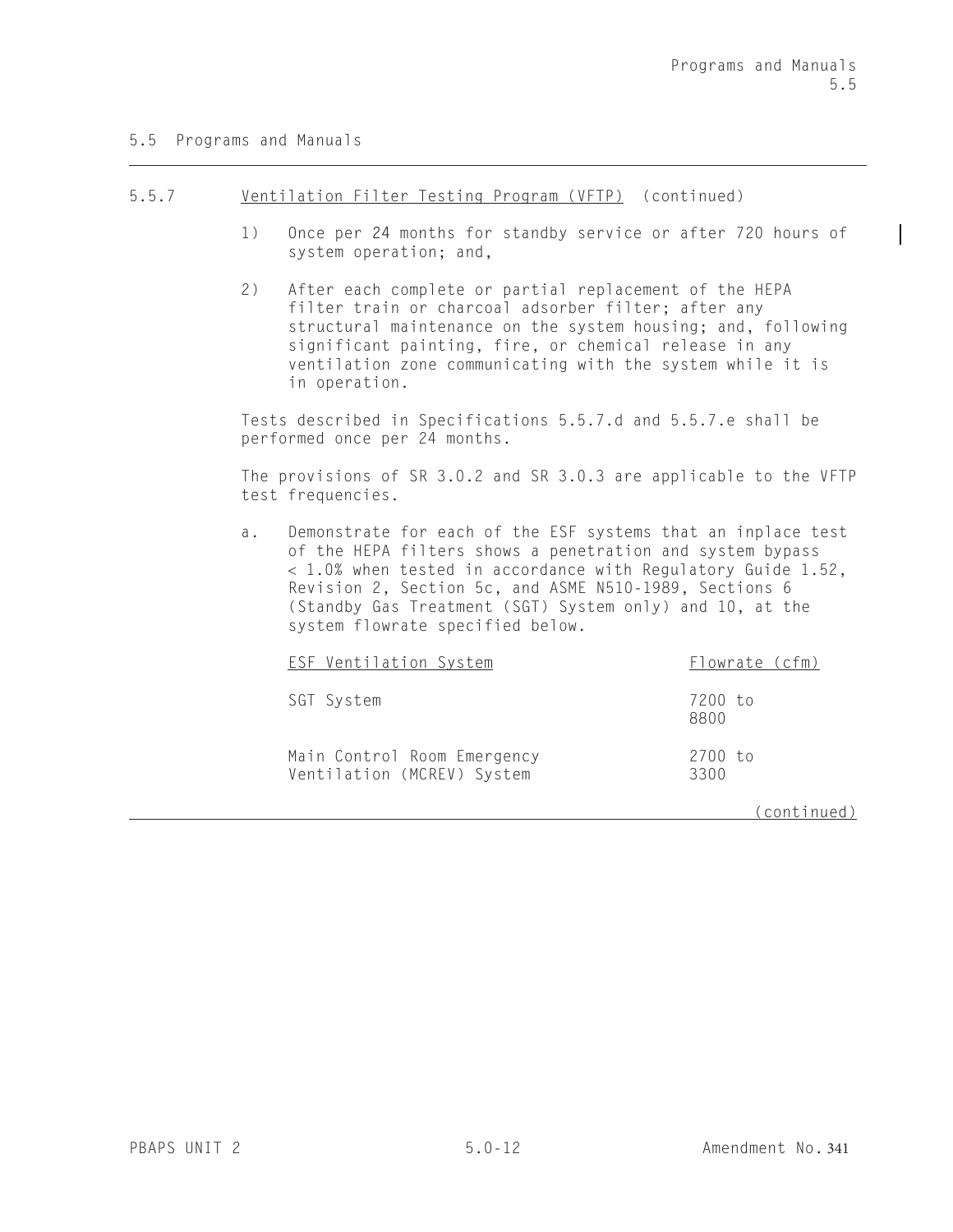## 5.5 Programs and Manuals

### 5.5.7 Ventilation Filter Testing Program (VFTP) (continued)

1) Once per 24 months for standby service or after 720 hours of system operation; and,

2) After each complete or partial replacement of the HEPA filter train or charcoal adsorber filter; after any structural maintenance on the system housing; and, following significant painting, fire, or chemical release in any ventilation zone communicating with the system while it is in operation.

Tests described in Specifications 5.5.7.d and 5.5.7.e shall be performed once per 24 months.

The provisions of SR 3.0.2 and SR 3.0.3 are applicable to the VFTP test frequencies.

a. Demonstrate for each of the ESF systems that an inplace test of the HEPA filters shows a penetration and system bypass < 1.0% when tested in accordance with Regulatory Guide 1.52, Revision 2, Section 5c, and ASME N510-1989, Sections 6 (Standby Gas Treatment (SGT) System only) and 10, at the system flowrate specified below.

| ESF Ventilation System | Flowrate (cfm) |
|---|---|
| SGT System | 7200 to 8800 |
| Main Control Room Emergency Ventilation (MCREV) System | 2700 to 3300 |

(continued)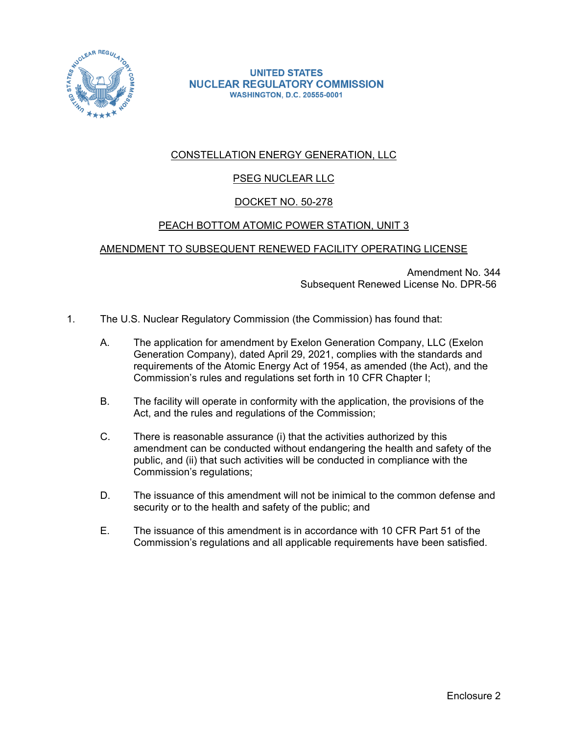UNITED STATES
NUCLEAR REGULATORY COMMISSION
WASHINGTON, D.C. 20555-0001

CONSTELLATION ENERGY GENERATION, LLC

PSEG NUCLEAR LLC

DOCKET NO. 50-278

PEACH BOTTOM ATOMIC POWER STATION, UNIT 3

AMENDMENT TO SUBSEQUENT RENEWED FACILITY OPERATING LICENSE

Amendment No. 344
Subsequent Renewed License No. DPR-56

1. The U.S. Nuclear Regulatory Commission (the Commission) has found that:

   A. The application for amendment by Exelon Generation Company, LLC (Exelon Generation Company), dated April 29, 2021, complies with the standards and requirements of the Atomic Energy Act of 1954, as amended (the Act), and the Commission's rules and regulations set forth in 10 CFR Chapter I;

   B. The facility will operate in conformity with the application, the provisions of the Act, and the rules and regulations of the Commission;

   C. There is reasonable assurance (i) that the activities authorized by this amendment can be conducted without endangering the health and safety of the public, and (ii) that such activities will be conducted in compliance with the Commission's regulations;

   D. The issuance of this amendment will not be inimical to the common defense and security or to the health and safety of the public; and

   E. The issuance of this amendment is in accordance with 10 CFR Part 51 of the Commission's regulations and all applicable requirements have been satisfied.

Enclosure 2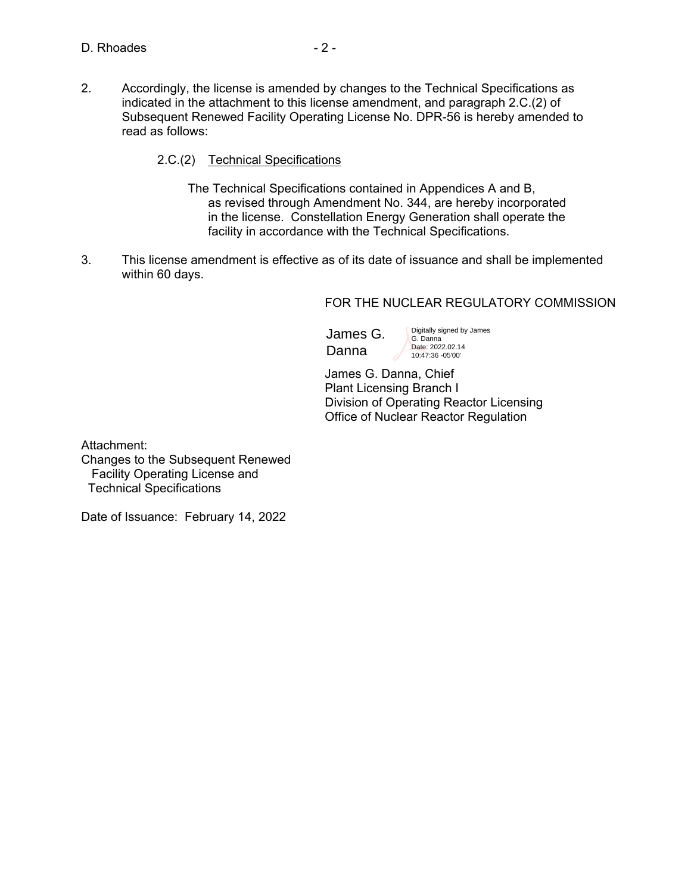2. Accordingly, the license is amended by changes to the Technical Specifications as indicated in the attachment to this license amendment, and paragraph 2.C.(2) of Subsequent Renewed Facility Operating License No. DPR-56 is hereby amended to read as follows:

   2.C.(2) Technical Specifications

   The Technical Specifications contained in Appendices A and B, as revised through Amendment No. 344, are hereby incorporated in the license. Constellation Energy Generation shall operate the facility in accordance with the Technical Specifications.

3. This license amendment is effective as of its date of issuance and shall be implemented within 60 days.

FOR THE NUCLEAR REGULATORY COMMISSION

James G. Danna
Digitally signed by James G. Danna
Date: 2022.02.14 10:47:36 -05'00'

James G. Danna, Chief
Plant Licensing Branch I
Division of Operating Reactor Licensing
Office of Nuclear Reactor Regulation

Attachment:
Changes to the Subsequent Renewed Facility Operating License and Technical Specifications

Date of Issuance: February 14, 2022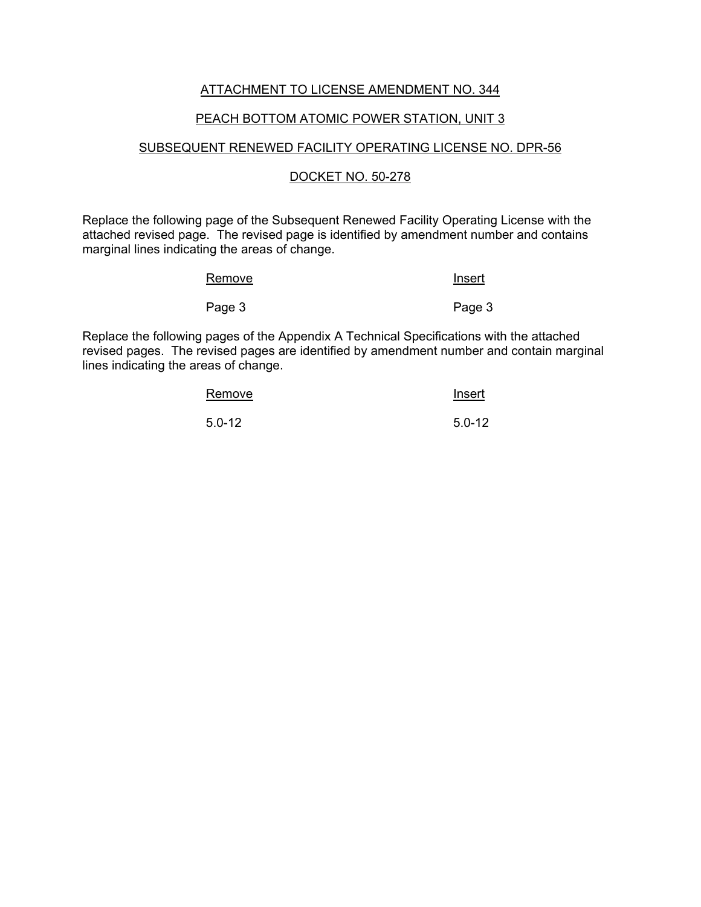ATTACHMENT TO LICENSE AMENDMENT NO. 344

PEACH BOTTOM ATOMIC POWER STATION, UNIT 3

SUBSEQUENT RENEWED FACILITY OPERATING LICENSE NO. DPR-56

DOCKET NO. 50-278

Replace the following page of the Subsequent Renewed Facility Operating License with the attached revised page. The revised page is identified by amendment number and contains marginal lines indicating the areas of change.

| Remove | Insert |
| --- | --- |
| Page 3 | Page 3 |

Replace the following pages of the Appendix A Technical Specifications with the attached revised pages. The revised pages are identified by amendment number and contain marginal lines indicating the areas of change.

| Remove | Insert |
| --- | --- |
| 5.0-12 | 5.0-12 |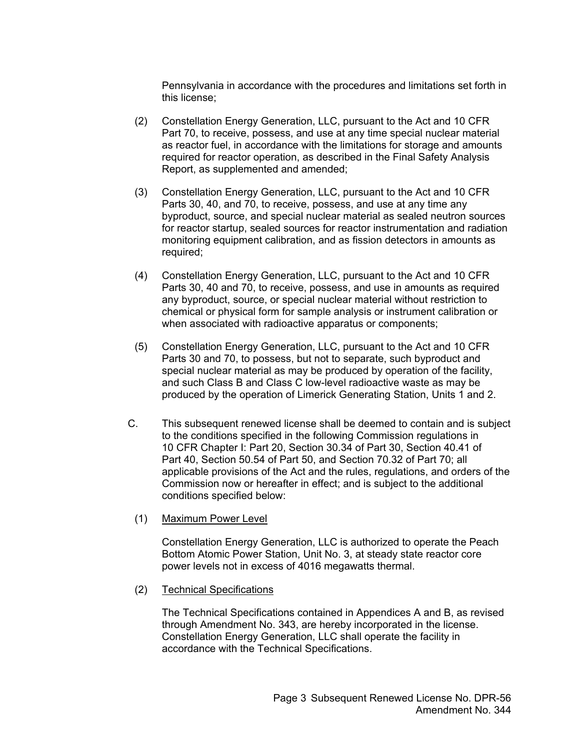Pennsylvania in accordance with the procedures and limitations set forth in this license;

(2) Constellation Energy Generation, LLC, pursuant to the Act and 10 CFR Part 70, to receive, possess, and use at any time special nuclear material as reactor fuel, in accordance with the limitations for storage and amounts required for reactor operation, as described in the Final Safety Analysis Report, as supplemented and amended;

(3) Constellation Energy Generation, LLC, pursuant to the Act and 10 CFR Parts 30, 40, and 70, to receive, possess, and use at any time any byproduct, source, and special nuclear material as sealed neutron sources for reactor startup, sealed sources for reactor instrumentation and radiation monitoring equipment calibration, and as fission detectors in amounts as required;

(4) Constellation Energy Generation, LLC, pursuant to the Act and 10 CFR Parts 30, 40 and 70, to receive, possess, and use in amounts as required any byproduct, source, or special nuclear material without restriction to chemical or physical form for sample analysis or instrument calibration or when associated with radioactive apparatus or components;

(5) Constellation Energy Generation, LLC, pursuant to the Act and 10 CFR Parts 30 and 70, to possess, but not to separate, such byproduct and special nuclear material as may be produced by operation of the facility, and such Class B and Class C low-level radioactive waste as may be produced by the operation of Limerick Generating Station, Units 1 and 2.

C. This subsequent renewed license shall be deemed to contain and is subject to the conditions specified in the following Commission regulations in 10 CFR Chapter I: Part 20, Section 30.34 of Part 30, Section 40.41 of Part 40, Section 50.54 of Part 50, and Section 70.32 of Part 70; all applicable provisions of the Act and the rules, regulations, and orders of the Commission now or hereafter in effect; and is subject to the additional conditions specified below:

(1) Maximum Power Level

Constellation Energy Generation, LLC is authorized to operate the Peach Bottom Atomic Power Station, Unit No. 3, at steady state reactor core power levels not in excess of 4016 megawatts thermal.

(2) Technical Specifications

The Technical Specifications contained in Appendices A and B, as revised through Amendment No. 343, are hereby incorporated in the license. Constellation Energy Generation, LLC shall operate the facility in accordance with the Technical Specifications.

Page 3 Subsequent Renewed License No. DPR-56
Amendment No. 344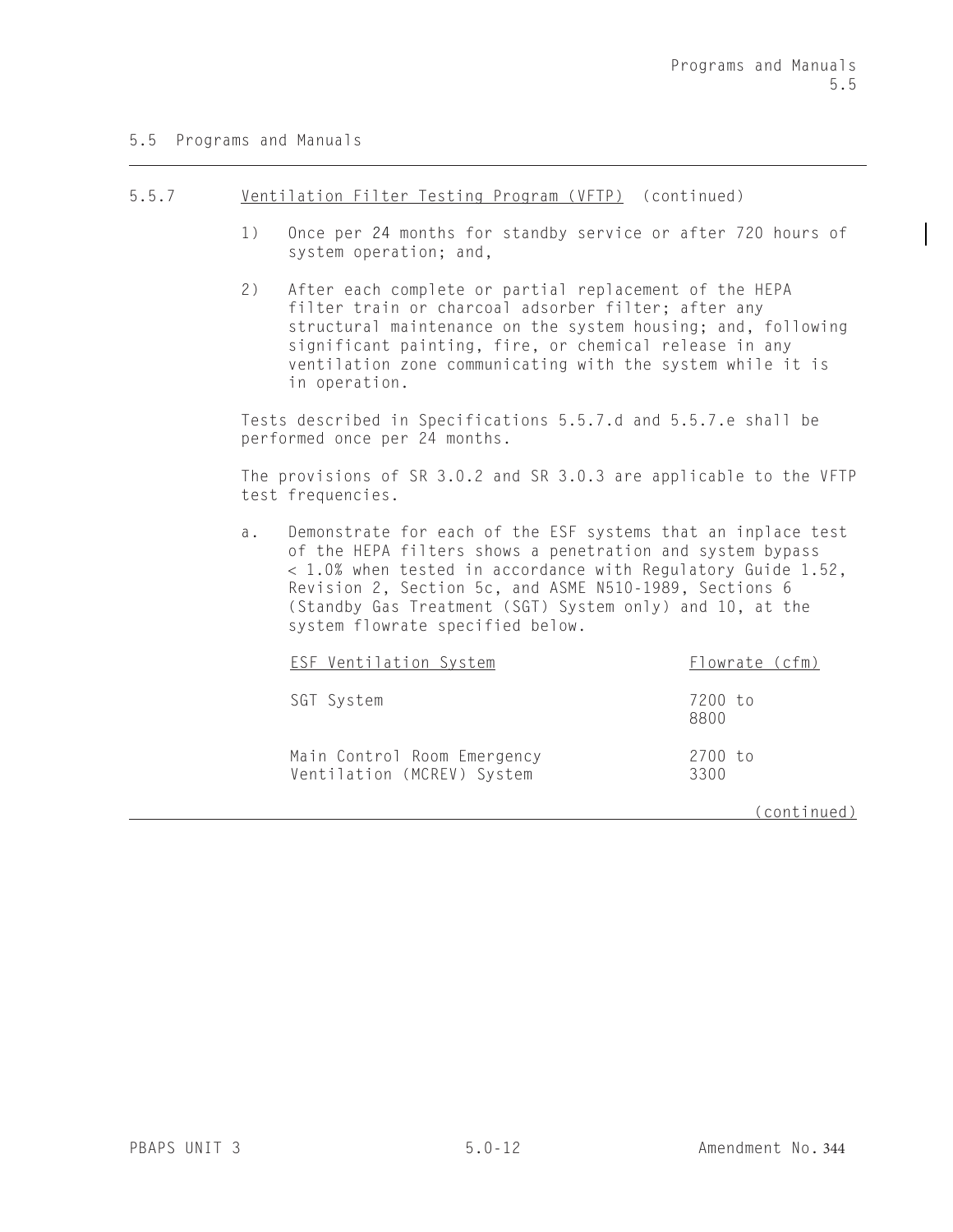## 5.5 Programs and Manuals

### 5.5.7 Ventilation Filter Testing Program (VFTP) (continued)

1) Once per 24 months for standby service or after 720 hours of system operation; and,

2) After each complete or partial replacement of the HEPA filter train or charcoal adsorber filter; after any structural maintenance on the system housing; and, following significant painting, fire, or chemical release in any ventilation zone communicating with the system while it is in operation.

Tests described in Specifications 5.5.7.d and 5.5.7.e shall be performed once per 24 months.

The provisions of SR 3.0.2 and SR 3.0.3 are applicable to the VFTP test frequencies.

a. Demonstrate for each of the ESF systems that an inplace test of the HEPA filters shows a penetration and system bypass < 1.0% when tested in accordance with Regulatory Guide 1.52, Revision 2, Section 5c, and ASME N510-1989, Sections 6 (Standby Gas Treatment (SGT) System only) and 10, at the system flowrate specified below.

| ESF Ventilation System | Flowrate (cfm) |
|---|---|
| SGT System | 7200 to 8800 |
| Main Control Room Emergency Ventilation (MCREV) System | 2700 to 3300 |

(continued)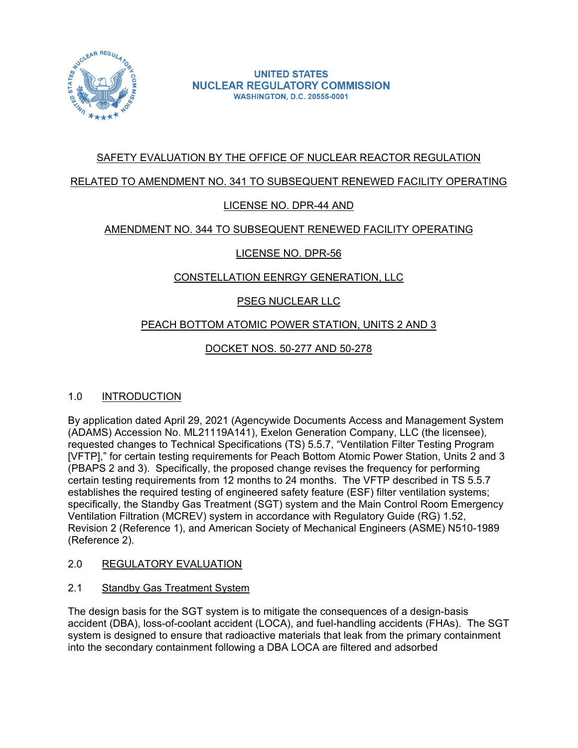UNITED STATES
NUCLEAR REGULATORY COMMISSION
WASHINGTON, D.C. 20555-0001

SAFETY EVALUATION BY THE OFFICE OF NUCLEAR REACTOR REGULATION

RELATED TO AMENDMENT NO. 341 TO SUBSEQUENT RENEWED FACILITY OPERATING

LICENSE NO. DPR-44 AND

AMENDMENT NO. 344 TO SUBSEQUENT RENEWED FACILITY OPERATING

LICENSE NO. DPR-56

CONSTELLATION EENRGY GENERATION, LLC

PSEG NUCLEAR LLC

PEACH BOTTOM ATOMIC POWER STATION, UNITS 2 AND 3

DOCKET NOS. 50-277 AND 50-278

## 1.0 INTRODUCTION

By application dated April 29, 2021 (Agencywide Documents Access and Management System (ADAMS) Accession No. ML21119A141), Exelon Generation Company, LLC (the licensee), requested changes to Technical Specifications (TS) 5.5.7, "Ventilation Filter Testing Program [VFTP]," for certain testing requirements for Peach Bottom Atomic Power Station, Units 2 and 3 (PBAPS 2 and 3). Specifically, the proposed change revises the frequency for performing certain testing requirements from 12 months to 24 months. The VFTP described in TS 5.5.7 establishes the required testing of engineered safety feature (ESF) filter ventilation systems; specifically, the Standby Gas Treatment (SGT) system and the Main Control Room Emergency Ventilation Filtration (MCREV) system in accordance with Regulatory Guide (RG) 1.52, Revision 2 (Reference 1), and American Society of Mechanical Engineers (ASME) N510-1989 (Reference 2).

## 2.0 REGULATORY EVALUATION

### 2.1 Standby Gas Treatment System

The design basis for the SGT system is to mitigate the consequences of a design-basis accident (DBA), loss-of-coolant accident (LOCA), and fuel-handling accidents (FHAs). The SGT system is designed to ensure that radioactive materials that leak from the primary containment into the secondary containment following a DBA LOCA are filtered and adsorbed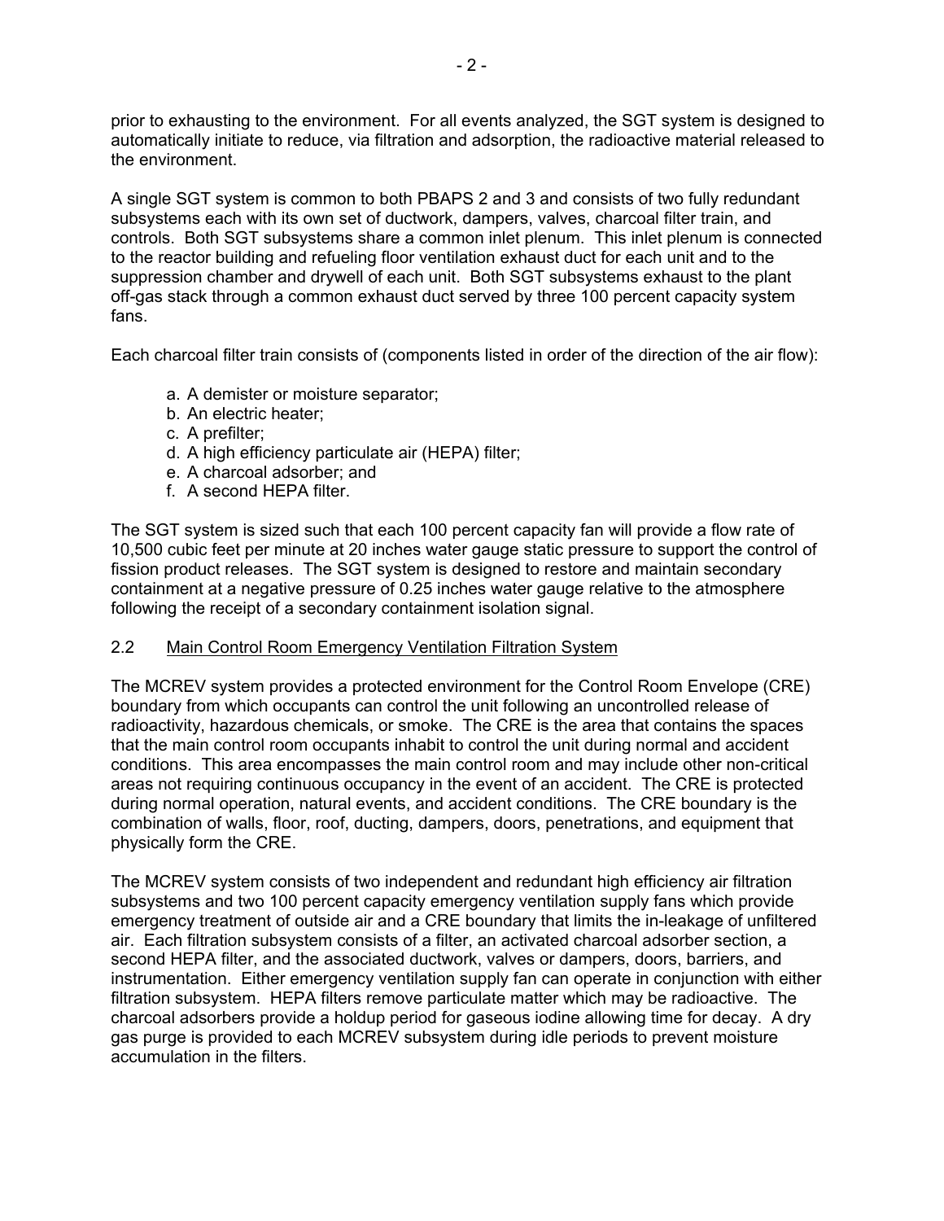prior to exhausting to the environment. For all events analyzed, the SGT system is designed to automatically initiate to reduce, via filtration and adsorption, the radioactive material released to the environment.

A single SGT system is common to both PBAPS 2 and 3 and consists of two fully redundant subsystems each with its own set of ductwork, dampers, valves, charcoal filter train, and controls. Both SGT subsystems share a common inlet plenum. This inlet plenum is connected to the reactor building and refueling floor ventilation exhaust duct for each unit and to the suppression chamber and drywell of each unit. Both SGT subsystems exhaust to the plant off-gas stack through a common exhaust duct served by three 100 percent capacity system fans.

Each charcoal filter train consists of (components listed in order of the direction of the air flow):

a. A demister or moisture separator;
b. An electric heater;
c. A prefilter;
d. A high efficiency particulate air (HEPA) filter;
e. A charcoal adsorber; and
f. A second HEPA filter.

The SGT system is sized such that each 100 percent capacity fan will provide a flow rate of 10,500 cubic feet per minute at 20 inches water gauge static pressure to support the control of fission product releases. The SGT system is designed to restore and maintain secondary containment at a negative pressure of 0.25 inches water gauge relative to the atmosphere following the receipt of a secondary containment isolation signal.

## 2.2 Main Control Room Emergency Ventilation Filtration System

The MCREV system provides a protected environment for the Control Room Envelope (CRE) boundary from which occupants can control the unit following an uncontrolled release of radioactivity, hazardous chemicals, or smoke. The CRE is the area that contains the spaces that the main control room occupants inhabit to control the unit during normal and accident conditions. This area encompasses the main control room and may include other non-critical areas not requiring continuous occupancy in the event of an accident. The CRE is protected during normal operation, natural events, and accident conditions. The CRE boundary is the combination of walls, floor, roof, ducting, dampers, doors, penetrations, and equipment that physically form the CRE.

The MCREV system consists of two independent and redundant high efficiency air filtration subsystems and two 100 percent capacity emergency ventilation supply fans which provide emergency treatment of outside air and a CRE boundary that limits the in-leakage of unfiltered air. Each filtration subsystem consists of a filter, an activated charcoal adsorber section, a second HEPA filter, and the associated ductwork, valves or dampers, doors, barriers, and instrumentation. Either emergency ventilation supply fan can operate in conjunction with either filtration subsystem. HEPA filters remove particulate matter which may be radioactive. The charcoal adsorbers provide a holdup period for gaseous iodine allowing time for decay. A dry gas purge is provided to each MCREV subsystem during idle periods to prevent moisture accumulation in the filters.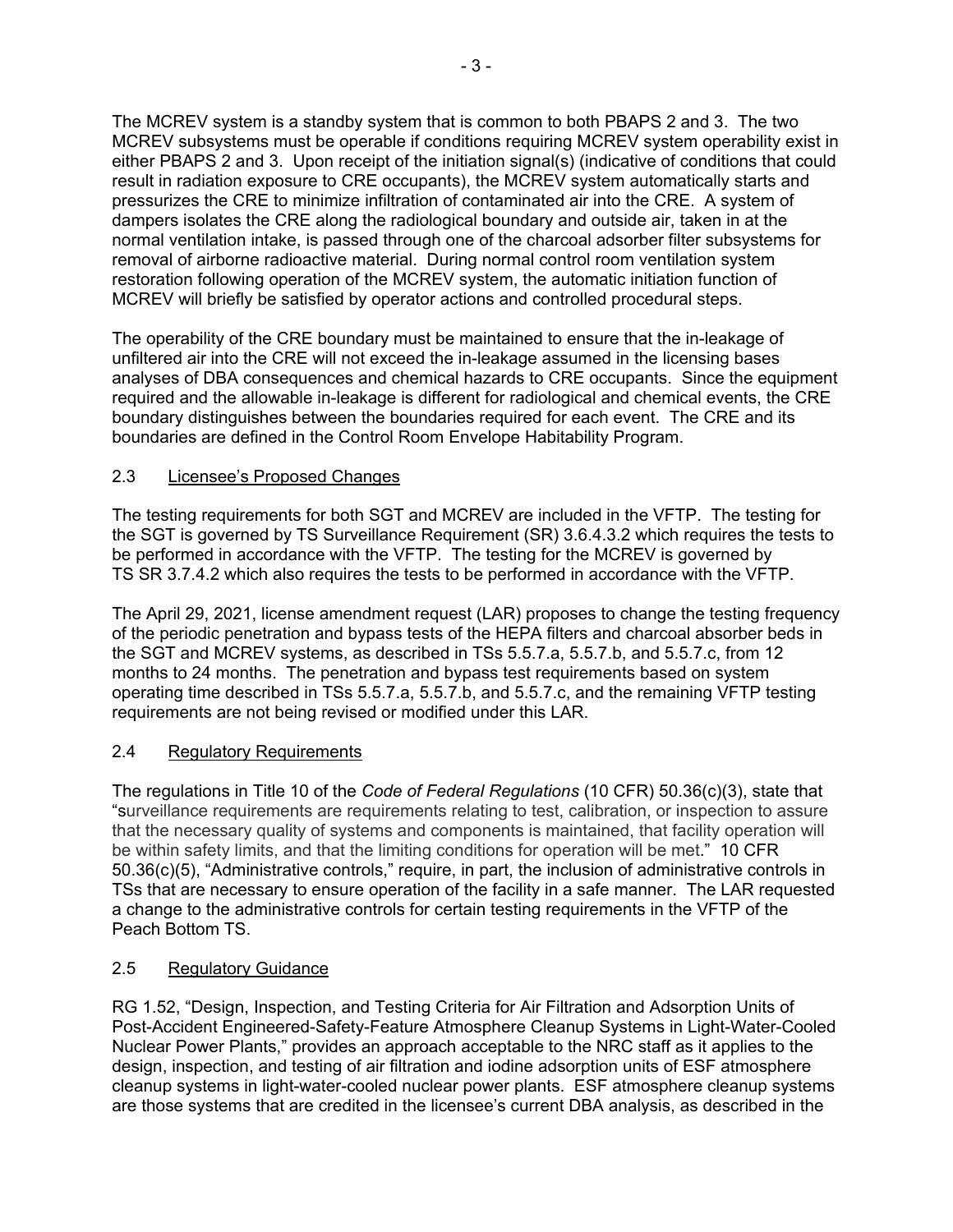The MCREV system is a standby system that is common to both PBAPS 2 and 3. The two MCREV subsystems must be operable if conditions requiring MCREV system operability exist in either PBAPS 2 and 3. Upon receipt of the initiation signal(s) (indicative of conditions that could result in radiation exposure to CRE occupants), the MCREV system automatically starts and pressurizes the CRE to minimize infiltration of contaminated air into the CRE. A system of dampers isolates the CRE along the radiological boundary and outside air, taken in at the normal ventilation intake, is passed through one of the charcoal adsorber filter subsystems for removal of airborne radioactive material. During normal control room ventilation system restoration following operation of the MCREV system, the automatic initiation function of MCREV will briefly be satisfied by operator actions and controlled procedural steps.

The operability of the CRE boundary must be maintained to ensure that the in-leakage of unfiltered air into the CRE will not exceed the in-leakage assumed in the licensing bases analyses of DBA consequences and chemical hazards to CRE occupants. Since the equipment required and the allowable in-leakage is different for radiological and chemical events, the CRE boundary distinguishes between the boundaries required for each event. The CRE and its boundaries are defined in the Control Room Envelope Habitability Program.

### 2.3 Licensee's Proposed Changes

The testing requirements for both SGT and MCREV are included in the VFTP. The testing for the SGT is governed by TS Surveillance Requirement (SR) 3.6.4.3.2 which requires the tests to be performed in accordance with the VFTP. The testing for the MCREV is governed by TS SR 3.7.4.2 which also requires the tests to be performed in accordance with the VFTP.

The April 29, 2021, license amendment request (LAR) proposes to change the testing frequency of the periodic penetration and bypass tests of the HEPA filters and charcoal absorber beds in the SGT and MCREV systems, as described in TSs 5.5.7.a, 5.5.7.b, and 5.5.7.c, from 12 months to 24 months. The penetration and bypass test requirements based on system operating time described in TSs 5.5.7.a, 5.5.7.b, and 5.5.7.c, and the remaining VFTP testing requirements are not being revised or modified under this LAR.

### 2.4 Regulatory Requirements

The regulations in Title 10 of the *Code of Federal Regulations* (10 CFR) 50.36(c)(3), state that "surveillance requirements are requirements relating to test, calibration, or inspection to assure that the necessary quality of systems and components is maintained, that facility operation will be within safety limits, and that the limiting conditions for operation will be met." 10 CFR 50.36(c)(5), "Administrative controls," require, in part, the inclusion of administrative controls in TSs that are necessary to ensure operation of the facility in a safe manner. The LAR requested a change to the administrative controls for certain testing requirements in the VFTP of the Peach Bottom TS.

### 2.5 Regulatory Guidance

RG 1.52, "Design, Inspection, and Testing Criteria for Air Filtration and Adsorption Units of Post-Accident Engineered-Safety-Feature Atmosphere Cleanup Systems in Light-Water-Cooled Nuclear Power Plants," provides an approach acceptable to the NRC staff as it applies to the design, inspection, and testing of air filtration and iodine adsorption units of ESF atmosphere cleanup systems in light-water-cooled nuclear power plants. ESF atmosphere cleanup systems are those systems that are credited in the licensee's current DBA analysis, as described in the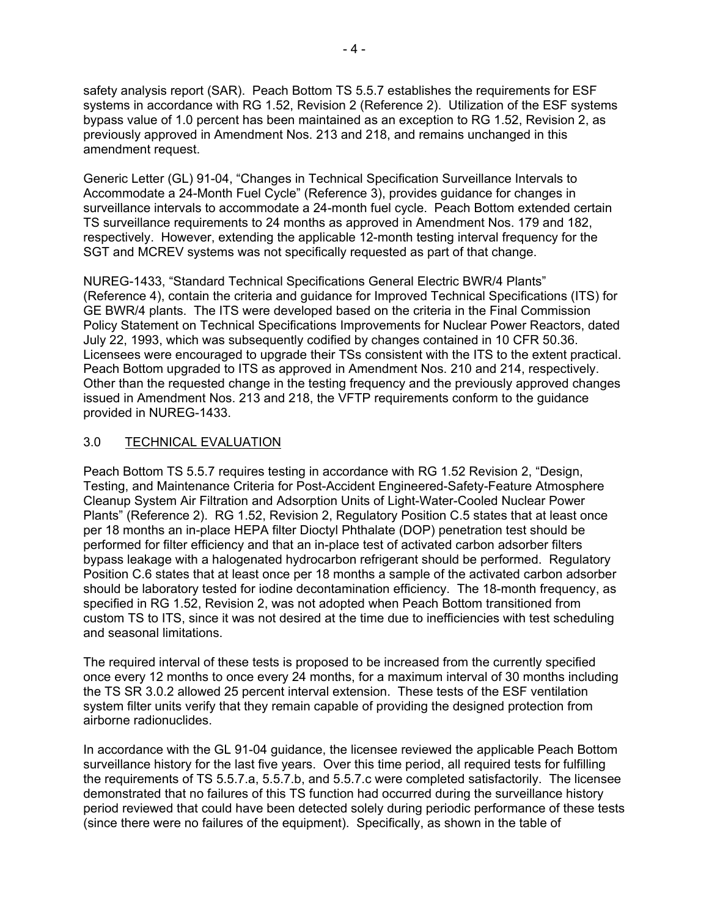safety analysis report (SAR). Peach Bottom TS 5.5.7 establishes the requirements for ESF systems in accordance with RG 1.52, Revision 2 (Reference 2). Utilization of the ESF systems bypass value of 1.0 percent has been maintained as an exception to RG 1.52, Revision 2, as previously approved in Amendment Nos. 213 and 218, and remains unchanged in this amendment request.

Generic Letter (GL) 91-04, "Changes in Technical Specification Surveillance Intervals to Accommodate a 24-Month Fuel Cycle" (Reference 3), provides guidance for changes in surveillance intervals to accommodate a 24-month fuel cycle. Peach Bottom extended certain TS surveillance requirements to 24 months as approved in Amendment Nos. 179 and 182, respectively. However, extending the applicable 12-month testing interval frequency for the SGT and MCREV systems was not specifically requested as part of that change.

NUREG-1433, "Standard Technical Specifications General Electric BWR/4 Plants" (Reference 4), contain the criteria and guidance for Improved Technical Specifications (ITS) for GE BWR/4 plants. The ITS were developed based on the criteria in the Final Commission Policy Statement on Technical Specifications Improvements for Nuclear Power Reactors, dated July 22, 1993, which was subsequently codified by changes contained in 10 CFR 50.36. Licensees were encouraged to upgrade their TSs consistent with the ITS to the extent practical. Peach Bottom upgraded to ITS as approved in Amendment Nos. 210 and 214, respectively. Other than the requested change in the testing frequency and the previously approved changes issued in Amendment Nos. 213 and 218, the VFTP requirements conform to the guidance provided in NUREG-1433.

## 3.0 TECHNICAL EVALUATION

Peach Bottom TS 5.5.7 requires testing in accordance with RG 1.52 Revision 2, "Design, Testing, and Maintenance Criteria for Post-Accident Engineered-Safety-Feature Atmosphere Cleanup System Air Filtration and Adsorption Units of Light-Water-Cooled Nuclear Power Plants" (Reference 2). RG 1.52, Revision 2, Regulatory Position C.5 states that at least once per 18 months an in-place HEPA filter Dioctyl Phthalate (DOP) penetration test should be performed for filter efficiency and that an in-place test of activated carbon adsorber filters bypass leakage with a halogenated hydrocarbon refrigerant should be performed. Regulatory Position C.6 states that at least once per 18 months a sample of the activated carbon adsorber should be laboratory tested for iodine decontamination efficiency. The 18-month frequency, as specified in RG 1.52, Revision 2, was not adopted when Peach Bottom transitioned from custom TS to ITS, since it was not desired at the time due to inefficiencies with test scheduling and seasonal limitations.

The required interval of these tests is proposed to be increased from the currently specified once every 12 months to once every 24 months, for a maximum interval of 30 months including the TS SR 3.0.2 allowed 25 percent interval extension. These tests of the ESF ventilation system filter units verify that they remain capable of providing the designed protection from airborne radionuclides.

In accordance with the GL 91-04 guidance, the licensee reviewed the applicable Peach Bottom surveillance history for the last five years. Over this time period, all required tests for fulfilling the requirements of TS 5.5.7.a, 5.5.7.b, and 5.5.7.c were completed satisfactorily. The licensee demonstrated that no failures of this TS function had occurred during the surveillance history period reviewed that could have been detected solely during periodic performance of these tests (since there were no failures of the equipment). Specifically, as shown in the table of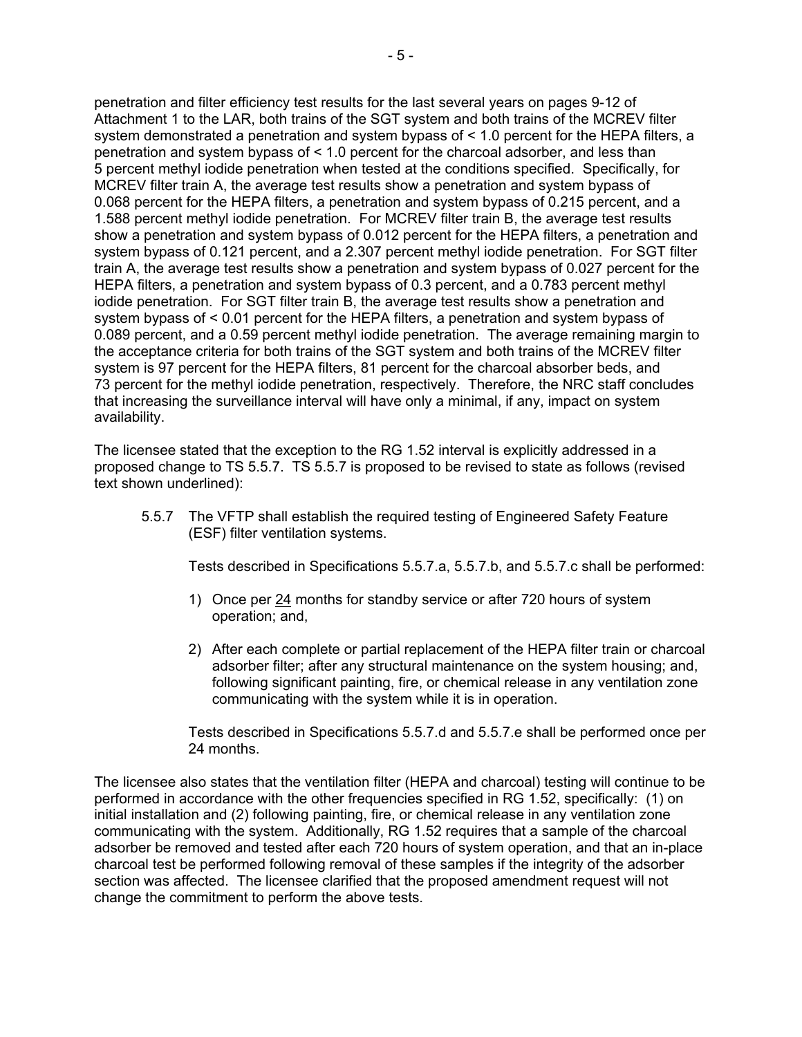penetration and filter efficiency test results for the last several years on pages 9-12 of Attachment 1 to the LAR, both trains of the SGT system and both trains of the MCREV filter system demonstrated a penetration and system bypass of < 1.0 percent for the HEPA filters, a penetration and system bypass of < 1.0 percent for the charcoal adsorber, and less than 5 percent methyl iodide penetration when tested at the conditions specified. Specifically, for MCREV filter train A, the average test results show a penetration and system bypass of 0.068 percent for the HEPA filters, a penetration and system bypass of 0.215 percent, and a 1.588 percent methyl iodide penetration. For MCREV filter train B, the average test results show a penetration and system bypass of 0.012 percent for the HEPA filters, a penetration and system bypass of 0.121 percent, and a 2.307 percent methyl iodide penetration. For SGT filter train A, the average test results show a penetration and system bypass of 0.027 percent for the HEPA filters, a penetration and system bypass of 0.3 percent, and a 0.783 percent methyl iodide penetration. For SGT filter train B, the average test results show a penetration and system bypass of < 0.01 percent for the HEPA filters, a penetration and system bypass of 0.089 percent, and a 0.59 percent methyl iodide penetration. The average remaining margin to the acceptance criteria for both trains of the SGT system and both trains of the MCREV filter system is 97 percent for the HEPA filters, 81 percent for the charcoal absorber beds, and 73 percent for the methyl iodide penetration, respectively. Therefore, the NRC staff concludes that increasing the surveillance interval will have only a minimal, if any, impact on system availability.

The licensee stated that the exception to the RG 1.52 interval is explicitly addressed in a proposed change to TS 5.5.7. TS 5.5.7 is proposed to be revised to state as follows (revised text shown underlined):

> 5.5.7 The VFTP shall establish the required testing of Engineered Safety Feature (ESF) filter ventilation systems.
>
> Tests described in Specifications 5.5.7.a, 5.5.7.b, and 5.5.7.c shall be performed:
>
> 1) Once per <u>24</u> months for standby service or after 720 hours of system operation; and,
>
> 2) After each complete or partial replacement of the HEPA filter train or charcoal adsorber filter; after any structural maintenance on the system housing; and, following significant painting, fire, or chemical release in any ventilation zone communicating with the system while it is in operation.
>
> Tests described in Specifications 5.5.7.d and 5.5.7.e shall be performed once per 24 months.

The licensee also states that the ventilation filter (HEPA and charcoal) testing will continue to be performed in accordance with the other frequencies specified in RG 1.52, specifically: (1) on initial installation and (2) following painting, fire, or chemical release in any ventilation zone communicating with the system. Additionally, RG 1.52 requires that a sample of the charcoal adsorber be removed and tested after each 720 hours of system operation, and that an in-place charcoal test be performed following removal of these samples if the integrity of the adsorber section was affected. The licensee clarified that the proposed amendment request will not change the commitment to perform the above tests.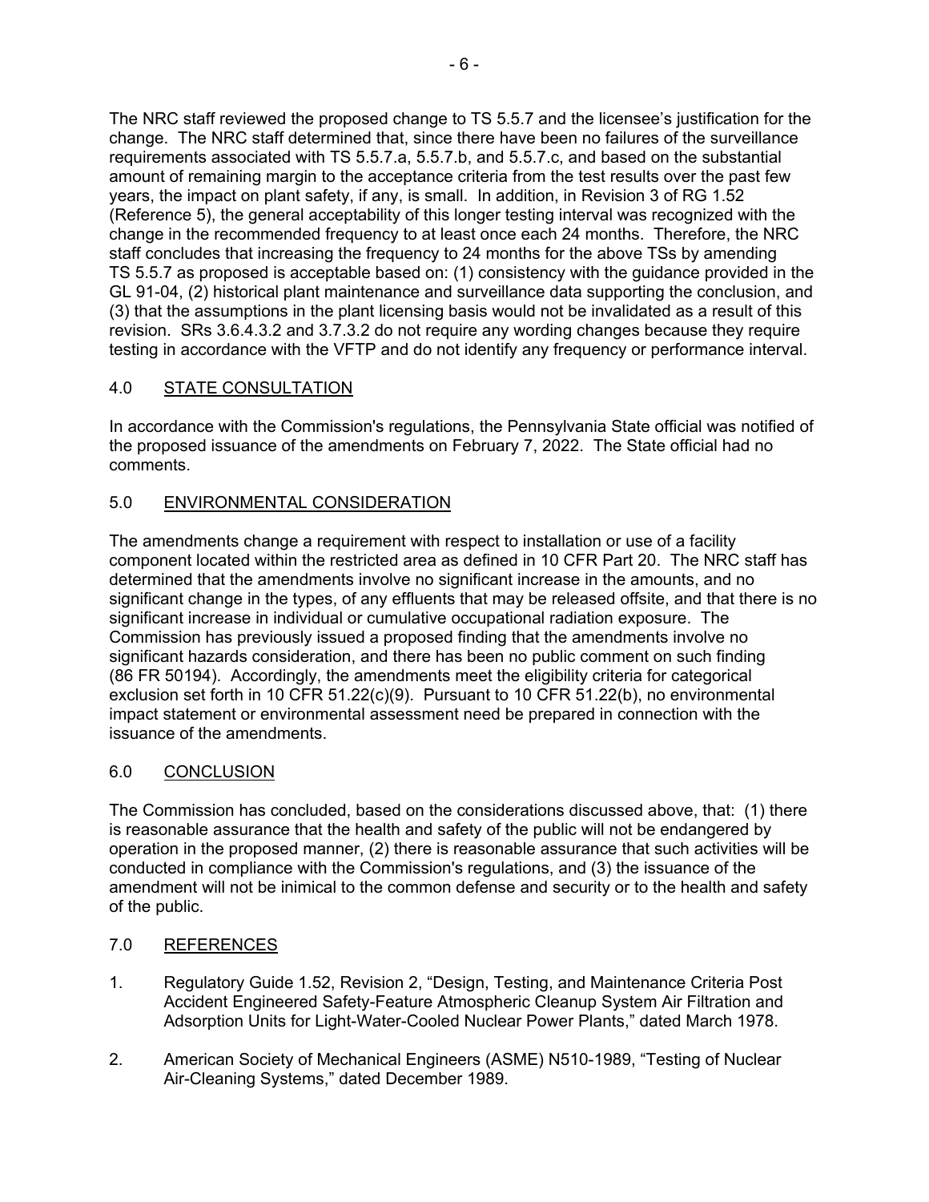The NRC staff reviewed the proposed change to TS 5.5.7 and the licensee's justification for the change. The NRC staff determined that, since there have been no failures of the surveillance requirements associated with TS 5.5.7.a, 5.5.7.b, and 5.5.7.c, and based on the substantial amount of remaining margin to the acceptance criteria from the test results over the past few years, the impact on plant safety, if any, is small. In addition, in Revision 3 of RG 1.52 (Reference 5), the general acceptability of this longer testing interval was recognized with the change in the recommended frequency to at least once each 24 months. Therefore, the NRC staff concludes that increasing the frequency to 24 months for the above TSs by amending TS 5.5.7 as proposed is acceptable based on: (1) consistency with the guidance provided in the GL 91-04, (2) historical plant maintenance and surveillance data supporting the conclusion, and (3) that the assumptions in the plant licensing basis would not be invalidated as a result of this revision. SRs 3.6.4.3.2 and 3.7.3.2 do not require any wording changes because they require testing in accordance with the VFTP and do not identify any frequency or performance interval.

## 4.0 STATE CONSULTATION

In accordance with the Commission's regulations, the Pennsylvania State official was notified of the proposed issuance of the amendments on February 7, 2022. The State official had no comments.

## 5.0 ENVIRONMENTAL CONSIDERATION

The amendments change a requirement with respect to installation or use of a facility component located within the restricted area as defined in 10 CFR Part 20. The NRC staff has determined that the amendments involve no significant increase in the amounts, and no significant change in the types, of any effluents that may be released offsite, and that there is no significant increase in individual or cumulative occupational radiation exposure. The Commission has previously issued a proposed finding that the amendments involve no significant hazards consideration, and there has been no public comment on such finding (86 FR 50194). Accordingly, the amendments meet the eligibility criteria for categorical exclusion set forth in 10 CFR 51.22(c)(9). Pursuant to 10 CFR 51.22(b), no environmental impact statement or environmental assessment need be prepared in connection with the issuance of the amendments.

## 6.0 CONCLUSION

The Commission has concluded, based on the considerations discussed above, that: (1) there is reasonable assurance that the health and safety of the public will not be endangered by operation in the proposed manner, (2) there is reasonable assurance that such activities will be conducted in compliance with the Commission's regulations, and (3) the issuance of the amendment will not be inimical to the common defense and security or to the health and safety of the public.

## 7.0 REFERENCES

1. Regulatory Guide 1.52, Revision 2, "Design, Testing, and Maintenance Criteria Post Accident Engineered Safety-Feature Atmospheric Cleanup System Air Filtration and Adsorption Units for Light-Water-Cooled Nuclear Power Plants," dated March 1978.

2. American Society of Mechanical Engineers (ASME) N510-1989, "Testing of Nuclear Air-Cleaning Systems," dated December 1989.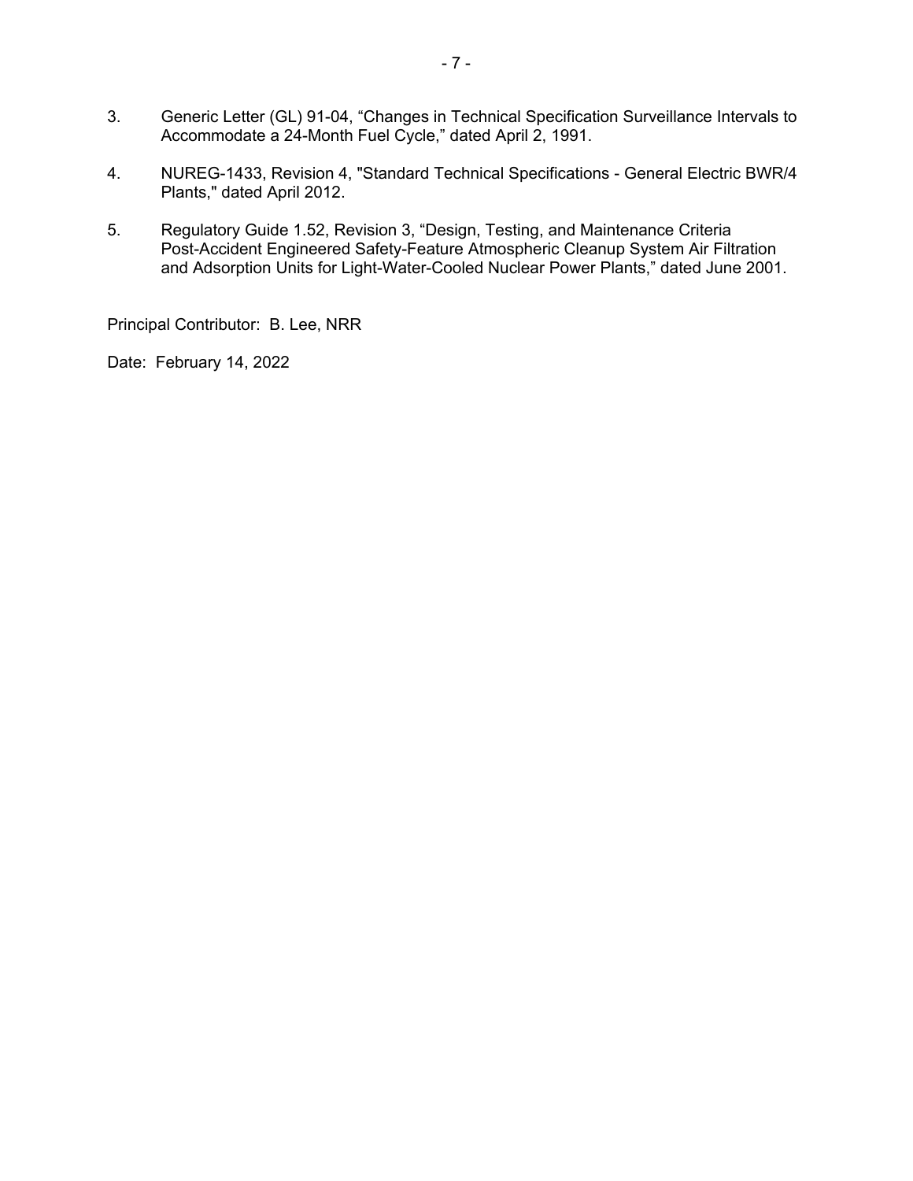3. Generic Letter (GL) 91-04, “Changes in Technical Specification Surveillance Intervals to Accommodate a 24-Month Fuel Cycle,” dated April 2, 1991.

4. NUREG-1433, Revision 4, "Standard Technical Specifications - General Electric BWR/4 Plants," dated April 2012.

5. Regulatory Guide 1.52, Revision 3, “Design, Testing, and Maintenance Criteria Post-Accident Engineered Safety-Feature Atmospheric Cleanup System Air Filtration and Adsorption Units for Light-Water-Cooled Nuclear Power Plants,” dated June 2001.

Principal Contributor: B. Lee, NRR

Date: February 14, 2022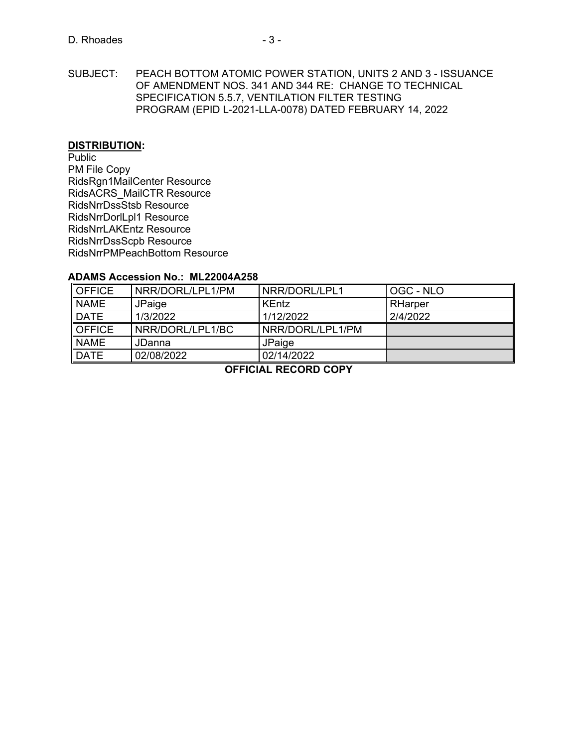SUBJECT: PEACH BOTTOM ATOMIC POWER STATION, UNITS 2 AND 3 - ISSUANCE OF AMENDMENT NOS. 341 AND 344 RE: CHANGE TO TECHNICAL SPECIFICATION 5.5.7, VENTILATION FILTER TESTING PROGRAM (EPID L-2021-LLA-0078) DATED FEBRUARY 14, 2022

**DISTRIBUTION:**
Public
PM File Copy
RidsRgn1MailCenter Resource
RidsACRS_MailCTR Resource
RidsNrrDssStsb Resource
RidsNrrDorlLpl1 Resource
RidsNrrLAKEntz Resource
RidsNrrDssScpb Resource
RidsNrrPMPeachBottom Resource

**ADAMS Accession No.: ML22004A258**

| | | | |
|---|---|---|---|
| OFFICE | NRR/DORL/LPL1/PM | NRR/DORL/LPL1 | OGC - NLO |
| NAME | JPaige | KEntz | RHarper |
| DATE | 1/3/2022 | 1/12/2022 | 2/4/2022 |
| OFFICE | NRR/DORL/LPL1/BC | NRR/DORL/LPL1/PM | |
| NAME | JDanna | JPaige | |
| DATE | 02/08/2022 | 02/14/2022 | |

**OFFICIAL RECORD COPY**